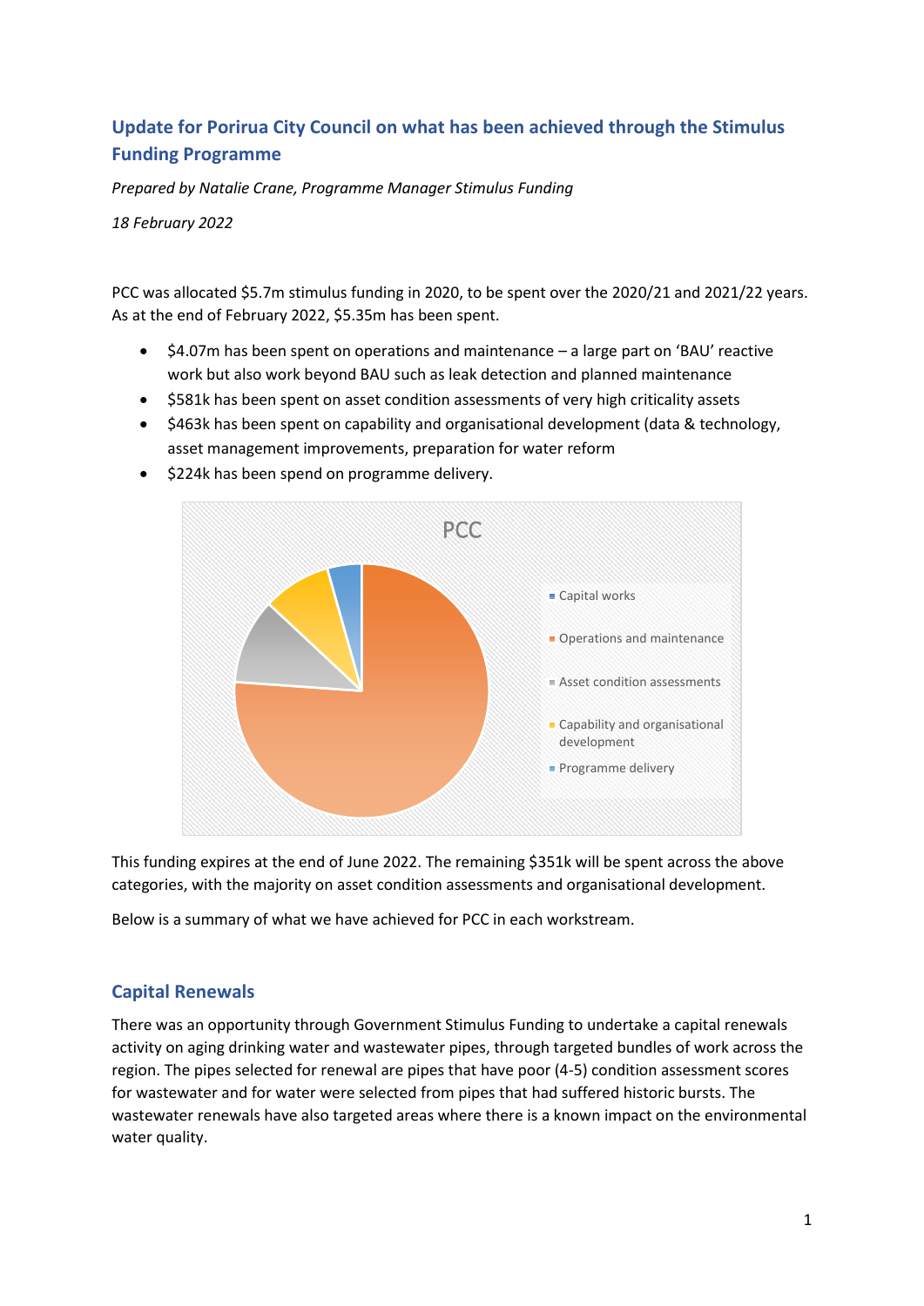## Update for Porirua City Council on what has been achieved through the Stimulus Funding Programme

*Prepared by Natalie Crane, Programme Manager Stimulus Funding*

*18 February 2022*

PCC was allocated $5.7m stimulus funding in 2020, to be spent over the 2020/21 and 2021/22 years. As at the end of February 2022, $5.35m has been spent.

- $4.07m has been spent on operations and maintenance – a large part on 'BAU' reactive work but also work beyond BAU such as leak detection and planned maintenance
- $581k has been spent on asset condition assessments of very high criticality assets
- $463k has been spent on capability and organisational development (data & technology, asset management improvements, preparation for water reform
- $224k has been spend on programme delivery.

This funding expires at the end of June 2022. The remaining $351k will be spent across the above categories, with the majority on asset condition assessments and organisational development.

Below is a summary of what we have achieved for PCC in each workstream.

## Capital Renewals

There was an opportunity through Government Stimulus Funding to undertake a capital renewals activity on aging drinking water and wastewater pipes, through targeted bundles of work across the region. The pipes selected for renewal are pipes that have poor (4-5) condition assessment scores for wastewater and for water were selected from pipes that had suffered historic bursts. The wastewater renewals have also targeted areas where there is a known impact on the environmental water quality.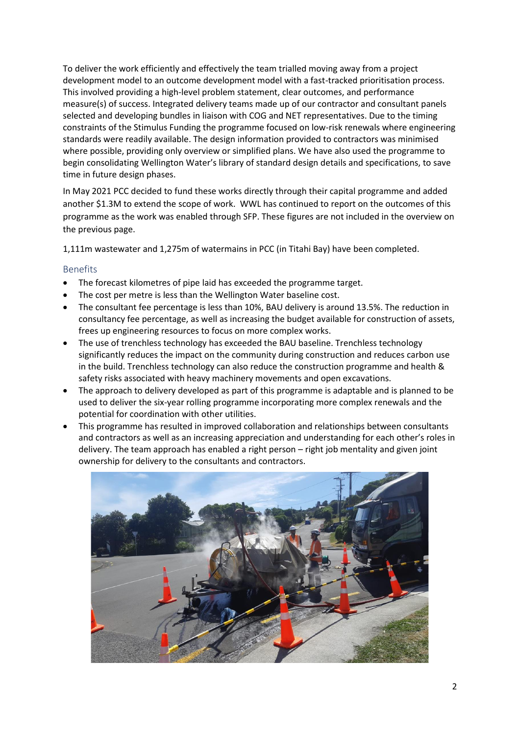To deliver the work efficiently and effectively the team trialled moving away from a project development model to an outcome development model with a fast-tracked prioritisation process. This involved providing a high-level problem statement, clear outcomes, and performance measure(s) of success. Integrated delivery teams made up of our contractor and consultant panels selected and developing bundles in liaison with COG and NET representatives. Due to the timing constraints of the Stimulus Funding the programme focused on low-risk renewals where engineering standards were readily available. The design information provided to contractors was minimised where possible, providing only overview or simplified plans. We have also used the programme to begin consolidating Wellington Water's library of standard design details and specifications, to save time in future design phases.

In May 2021 PCC decided to fund these works directly through their capital programme and added another $1.3M to extend the scope of work. WWL has continued to report on the outcomes of this programme as the work was enabled through SFP. These figures are not included in the overview on the previous page.

1,111m wastewater and 1,275m of watermains in PCC (in Titahi Bay) have been completed.

### Benefits

- The forecast kilometres of pipe laid has exceeded the programme target.
- The cost per metre is less than the Wellington Water baseline cost.
- The consultant fee percentage is less than 10%, BAU delivery is around 13.5%. The reduction in consultancy fee percentage, as well as increasing the budget available for construction of assets, frees up engineering resources to focus on more complex works.
- The use of trenchless technology has exceeded the BAU baseline. Trenchless technology significantly reduces the impact on the community during construction and reduces carbon use in the build. Trenchless technology can also reduce the construction programme and health & safety risks associated with heavy machinery movements and open excavations.
- The approach to delivery developed as part of this programme is adaptable and is planned to be used to deliver the six-year rolling programme incorporating more complex renewals and the potential for coordination with other utilities.
- This programme has resulted in improved collaboration and relationships between consultants and contractors as well as an increasing appreciation and understanding for each other's roles in delivery. The team approach has enabled a right person – right job mentality and given joint ownership for delivery to the consultants and contractors.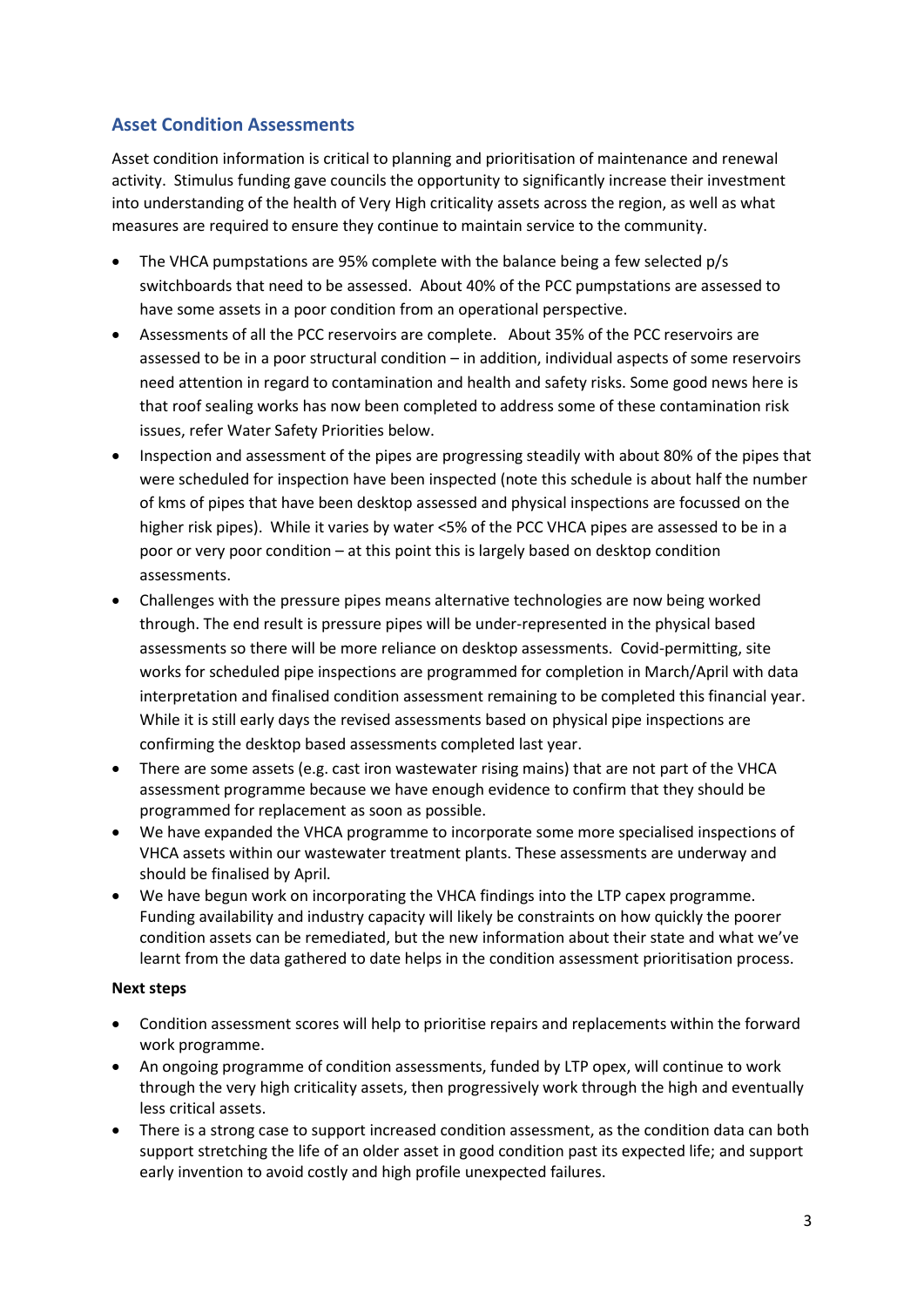## Asset Condition Assessments

Asset condition information is critical to planning and prioritisation of maintenance and renewal activity. Stimulus funding gave councils the opportunity to significantly increase their investment into understanding of the health of Very High criticality assets across the region, as well as what measures are required to ensure they continue to maintain service to the community.

- The VHCA pumpstations are 95% complete with the balance being a few selected p/s switchboards that need to be assessed. About 40% of the PCC pumpstations are assessed to have some assets in a poor condition from an operational perspective.
- Assessments of all the PCC reservoirs are complete. About 35% of the PCC reservoirs are assessed to be in a poor structural condition – in addition, individual aspects of some reservoirs need attention in regard to contamination and health and safety risks. Some good news here is that roof sealing works has now been completed to address some of these contamination risk issues, refer Water Safety Priorities below.
- Inspection and assessment of the pipes are progressing steadily with about 80% of the pipes that were scheduled for inspection have been inspected (note this schedule is about half the number of kms of pipes that have been desktop assessed and physical inspections are focussed on the higher risk pipes). While it varies by water <5% of the PCC VHCA pipes are assessed to be in a poor or very poor condition – at this point this is largely based on desktop condition assessments.
- Challenges with the pressure pipes means alternative technologies are now being worked through. The end result is pressure pipes will be under-represented in the physical based assessments so there will be more reliance on desktop assessments. Covid-permitting, site works for scheduled pipe inspections are programmed for completion in March/April with data interpretation and finalised condition assessment remaining to be completed this financial year. While it is still early days the revised assessments based on physical pipe inspections are confirming the desktop based assessments completed last year.
- There are some assets (e.g. cast iron wastewater rising mains) that are not part of the VHCA assessment programme because we have enough evidence to confirm that they should be programmed for replacement as soon as possible.
- We have expanded the VHCA programme to incorporate some more specialised inspections of VHCA assets within our wastewater treatment plants. These assessments are underway and should be finalised by April.
- We have begun work on incorporating the VHCA findings into the LTP capex programme. Funding availability and industry capacity will likely be constraints on how quickly the poorer condition assets can be remediated, but the new information about their state and what we've learnt from the data gathered to date helps in the condition assessment prioritisation process.

**Next steps**

- Condition assessment scores will help to prioritise repairs and replacements within the forward work programme.
- An ongoing programme of condition assessments, funded by LTP opex, will continue to work through the very high criticality assets, then progressively work through the high and eventually less critical assets.
- There is a strong case to support increased condition assessment, as the condition data can both support stretching the life of an older asset in good condition past its expected life; and support early invention to avoid costly and high profile unexpected failures.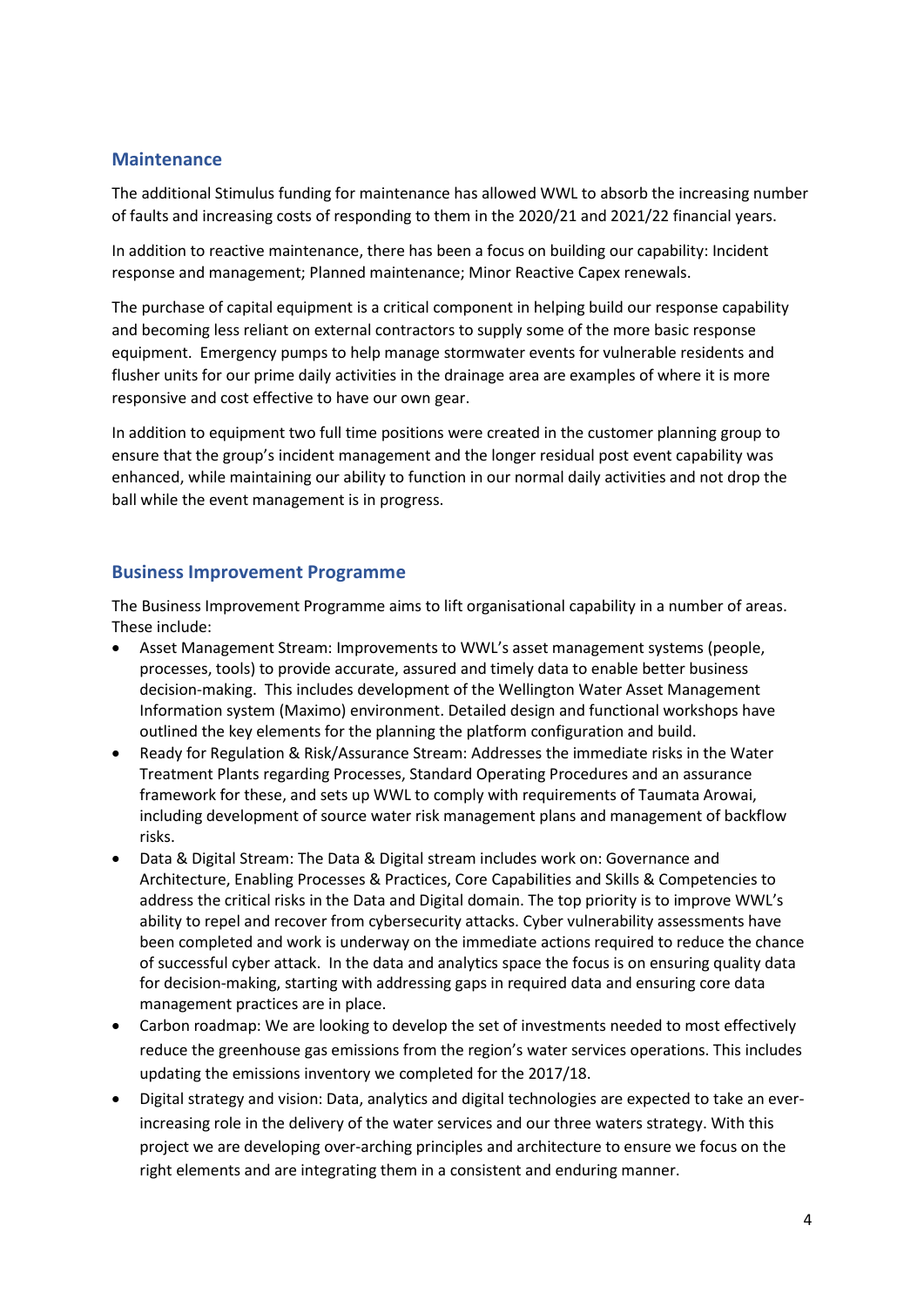## Maintenance

The additional Stimulus funding for maintenance has allowed WWL to absorb the increasing number of faults and increasing costs of responding to them in the 2020/21 and 2021/22 financial years.

In addition to reactive maintenance, there has been a focus on building our capability: Incident response and management; Planned maintenance; Minor Reactive Capex renewals.

The purchase of capital equipment is a critical component in helping build our response capability and becoming less reliant on external contractors to supply some of the more basic response equipment. Emergency pumps to help manage stormwater events for vulnerable residents and flusher units for our prime daily activities in the drainage area are examples of where it is more responsive and cost effective to have our own gear.

In addition to equipment two full time positions were created in the customer planning group to ensure that the group's incident management and the longer residual post event capability was enhanced, while maintaining our ability to function in our normal daily activities and not drop the ball while the event management is in progress.

## Business Improvement Programme

The Business Improvement Programme aims to lift organisational capability in a number of areas. These include:

- Asset Management Stream: Improvements to WWL's asset management systems (people, processes, tools) to provide accurate, assured and timely data to enable better business decision-making. This includes development of the Wellington Water Asset Management Information system (Maximo) environment. Detailed design and functional workshops have outlined the key elements for the planning the platform configuration and build.
- Ready for Regulation & Risk/Assurance Stream: Addresses the immediate risks in the Water Treatment Plants regarding Processes, Standard Operating Procedures and an assurance framework for these, and sets up WWL to comply with requirements of Taumata Arowai, including development of source water risk management plans and management of backflow risks.
- Data & Digital Stream: The Data & Digital stream includes work on: Governance and Architecture, Enabling Processes & Practices, Core Capabilities and Skills & Competencies to address the critical risks in the Data and Digital domain. The top priority is to improve WWL's ability to repel and recover from cybersecurity attacks. Cyber vulnerability assessments have been completed and work is underway on the immediate actions required to reduce the chance of successful cyber attack. In the data and analytics space the focus is on ensuring quality data for decision-making, starting with addressing gaps in required data and ensuring core data management practices are in place.
- Carbon roadmap: We are looking to develop the set of investments needed to most effectively reduce the greenhouse gas emissions from the region's water services operations. This includes updating the emissions inventory we completed for the 2017/18.
- Digital strategy and vision: Data, analytics and digital technologies are expected to take an ever-increasing role in the delivery of the water services and our three waters strategy. With this project we are developing over-arching principles and architecture to ensure we focus on the right elements and are integrating them in a consistent and enduring manner.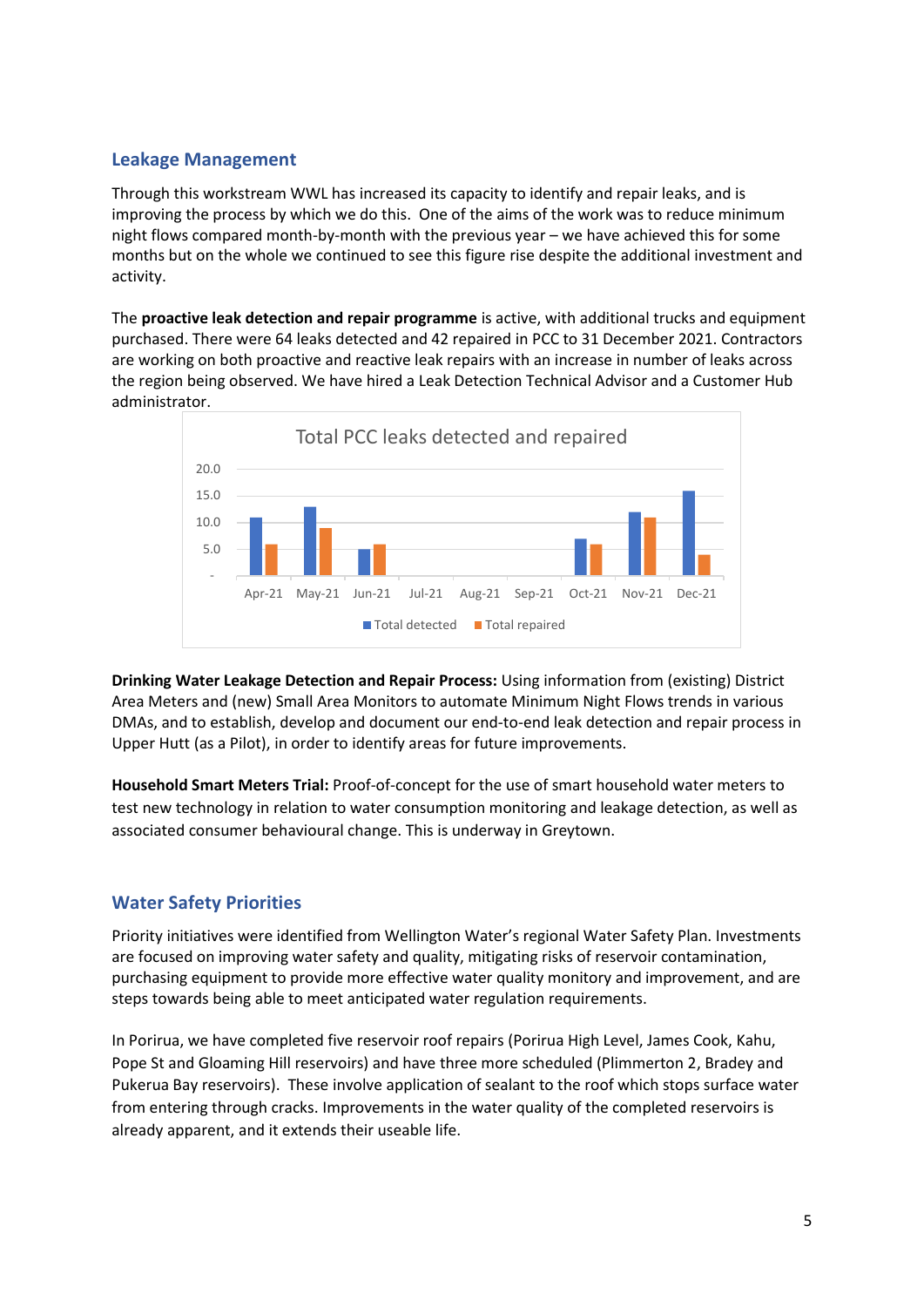## Leakage Management

Through this workstream WWL has increased its capacity to identify and repair leaks, and is improving the process by which we do this. One of the aims of the work was to reduce minimum night flows compared month-by-month with the previous year – we have achieved this for some months but on the whole we continued to see this figure rise despite the additional investment and activity.

The **proactive leak detection and repair programme** is active, with additional trucks and equipment purchased. There were 64 leaks detected and 42 repaired in PCC to 31 December 2021. Contractors are working on both proactive and reactive leak repairs with an increase in number of leaks across the region being observed. We have hired a Leak Detection Technical Advisor and a Customer Hub administrator.

**Total PCC leaks detected and repaired**

(Chart: monthly bars, Apr-21 to Dec-21 — Total detected, Total repaired)

**Drinking Water Leakage Detection and Repair Process:** Using information from (existing) District Area Meters and (new) Small Area Monitors to automate Minimum Night Flows trends in various DMAs, and to establish, develop and document our end-to-end leak detection and repair process in Upper Hutt (as a Pilot), in order to identify areas for future improvements.

**Household Smart Meters Trial:** Proof-of-concept for the use of smart household water meters to test new technology in relation to water consumption monitoring and leakage detection, as well as associated consumer behavioural change. This is underway in Greytown.

## Water Safety Priorities

Priority initiatives were identified from Wellington Water's regional Water Safety Plan. Investments are focused on improving water safety and quality, mitigating risks of reservoir contamination, purchasing equipment to provide more effective water quality monitory and improvement, and are steps towards being able to meet anticipated water regulation requirements.

In Porirua, we have completed five reservoir roof repairs (Porirua High Level, James Cook, Kahu, Pope St and Gloaming Hill reservoirs) and have three more scheduled (Plimmerton 2, Bradey and Pukerua Bay reservoirs). These involve application of sealant to the roof which stops surface water from entering through cracks. Improvements in the water quality of the completed reservoirs is already apparent, and it extends their useable life.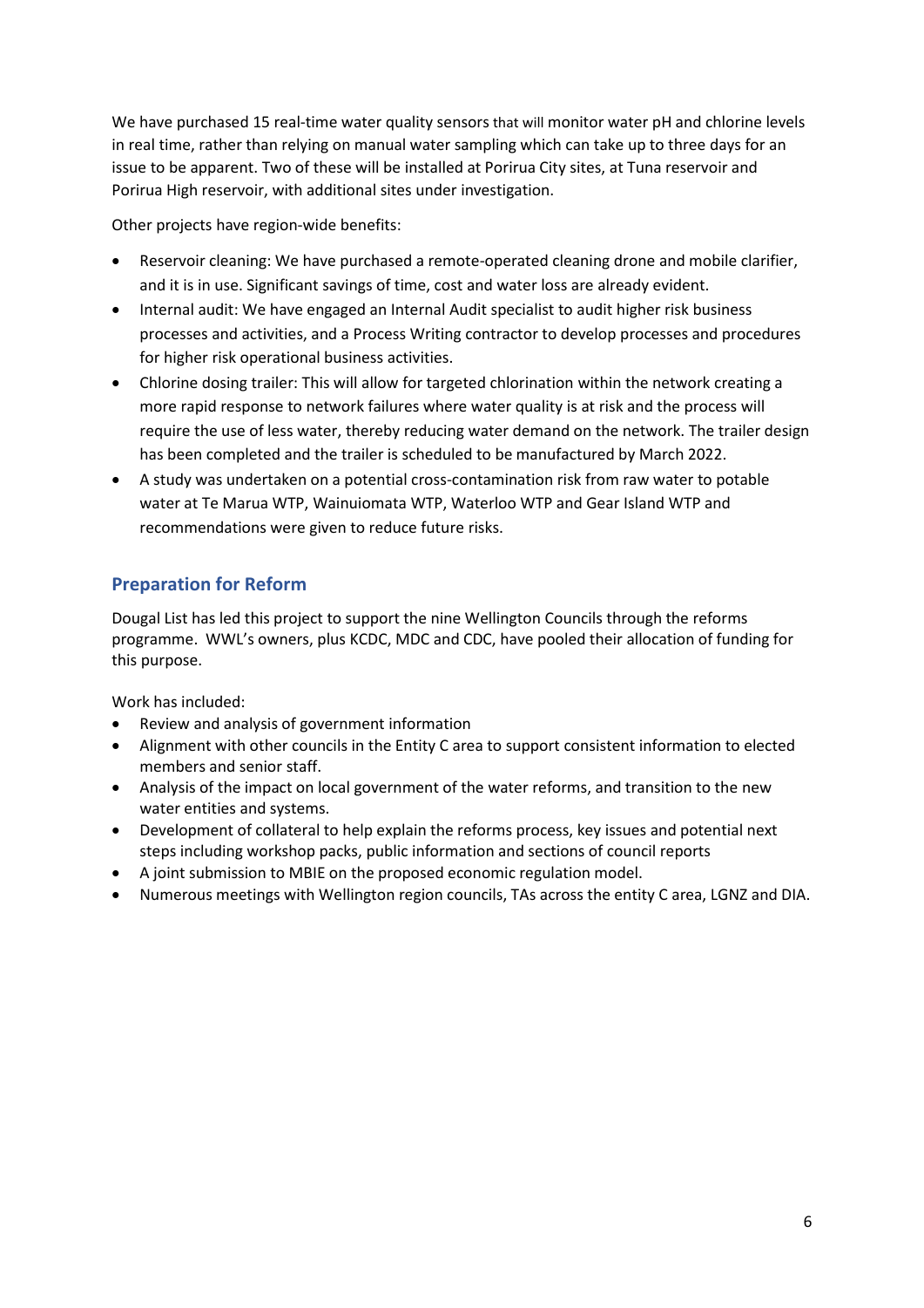We have purchased 15 real-time water quality sensors that will monitor water pH and chlorine levels in real time, rather than relying on manual water sampling which can take up to three days for an issue to be apparent. Two of these will be installed at Porirua City sites, at Tuna reservoir and Porirua High reservoir, with additional sites under investigation.

Other projects have region-wide benefits:

- Reservoir cleaning: We have purchased a remote-operated cleaning drone and mobile clarifier, and it is in use. Significant savings of time, cost and water loss are already evident.
- Internal audit: We have engaged an Internal Audit specialist to audit higher risk business processes and activities, and a Process Writing contractor to develop processes and procedures for higher risk operational business activities.
- Chlorine dosing trailer: This will allow for targeted chlorination within the network creating a more rapid response to network failures where water quality is at risk and the process will require the use of less water, thereby reducing water demand on the network. The trailer design has been completed and the trailer is scheduled to be manufactured by March 2022.
- A study was undertaken on a potential cross-contamination risk from raw water to potable water at Te Marua WTP, Wainuiomata WTP, Waterloo WTP and Gear Island WTP and recommendations were given to reduce future risks.

## Preparation for Reform

Dougal List has led this project to support the nine Wellington Councils through the reforms programme. WWL's owners, plus KCDC, MDC and CDC, have pooled their allocation of funding for this purpose.

Work has included:

- Review and analysis of government information
- Alignment with other councils in the Entity C area to support consistent information to elected members and senior staff.
- Analysis of the impact on local government of the water reforms, and transition to the new water entities and systems.
- Development of collateral to help explain the reforms process, key issues and potential next steps including workshop packs, public information and sections of council reports
- A joint submission to MBIE on the proposed economic regulation model.
- Numerous meetings with Wellington region councils, TAs across the entity C area, LGNZ and DIA.